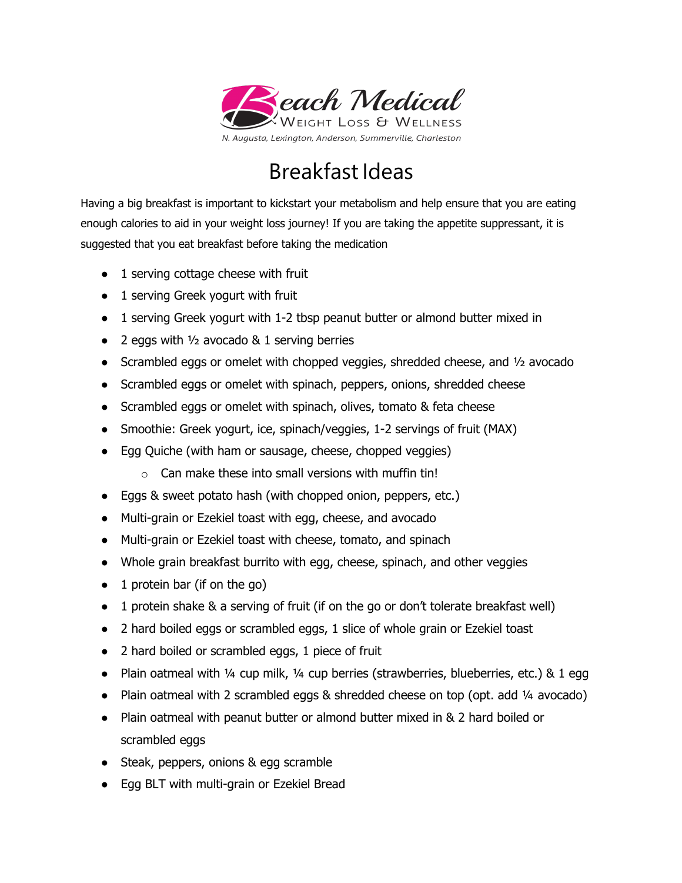Beach Medical

Weight Loss & Wellness

*N. Augusta, Lexington, Anderson, Summerville, Charleston*

# Breakfast Ideas

Having a big breakfast is important to kickstart your metabolism and help ensure that you are eating enough calories to aid in your weight loss journey! If you are taking the appetite suppressant, it is suggested that you eat breakfast before taking the medication

- 1 serving cottage cheese with fruit
- 1 serving Greek yogurt with fruit
- 1 serving Greek yogurt with 1-2 tbsp peanut butter or almond butter mixed in
- 2 eggs with ½ avocado & 1 serving berries
- Scrambled eggs or omelet with chopped veggies, shredded cheese, and ½ avocado
- Scrambled eggs or omelet with spinach, peppers, onions, shredded cheese
- Scrambled eggs or omelet with spinach, olives, tomato & feta cheese
- Smoothie: Greek yogurt, ice, spinach/veggies, 1-2 servings of fruit (MAX)
- Egg Quiche (with ham or sausage, cheese, chopped veggies)
  - Can make these into small versions with muffin tin!
- Eggs & sweet potato hash (with chopped onion, peppers, etc.)
- Multi-grain or Ezekiel toast with egg, cheese, and avocado
- Multi-grain or Ezekiel toast with cheese, tomato, and spinach
- Whole grain breakfast burrito with egg, cheese, spinach, and other veggies
- 1 protein bar (if on the go)
- 1 protein shake & a serving of fruit (if on the go or don't tolerate breakfast well)
- 2 hard boiled eggs or scrambled eggs, 1 slice of whole grain or Ezekiel toast
- 2 hard boiled or scrambled eggs, 1 piece of fruit
- Plain oatmeal with ¼ cup milk, ¼ cup berries (strawberries, blueberries, etc.) & 1 egg
- Plain oatmeal with 2 scrambled eggs & shredded cheese on top (opt. add ¼ avocado)
- Plain oatmeal with peanut butter or almond butter mixed in & 2 hard boiled or scrambled eggs
- Steak, peppers, onions & egg scramble
- Egg BLT with multi-grain or Ezekiel Bread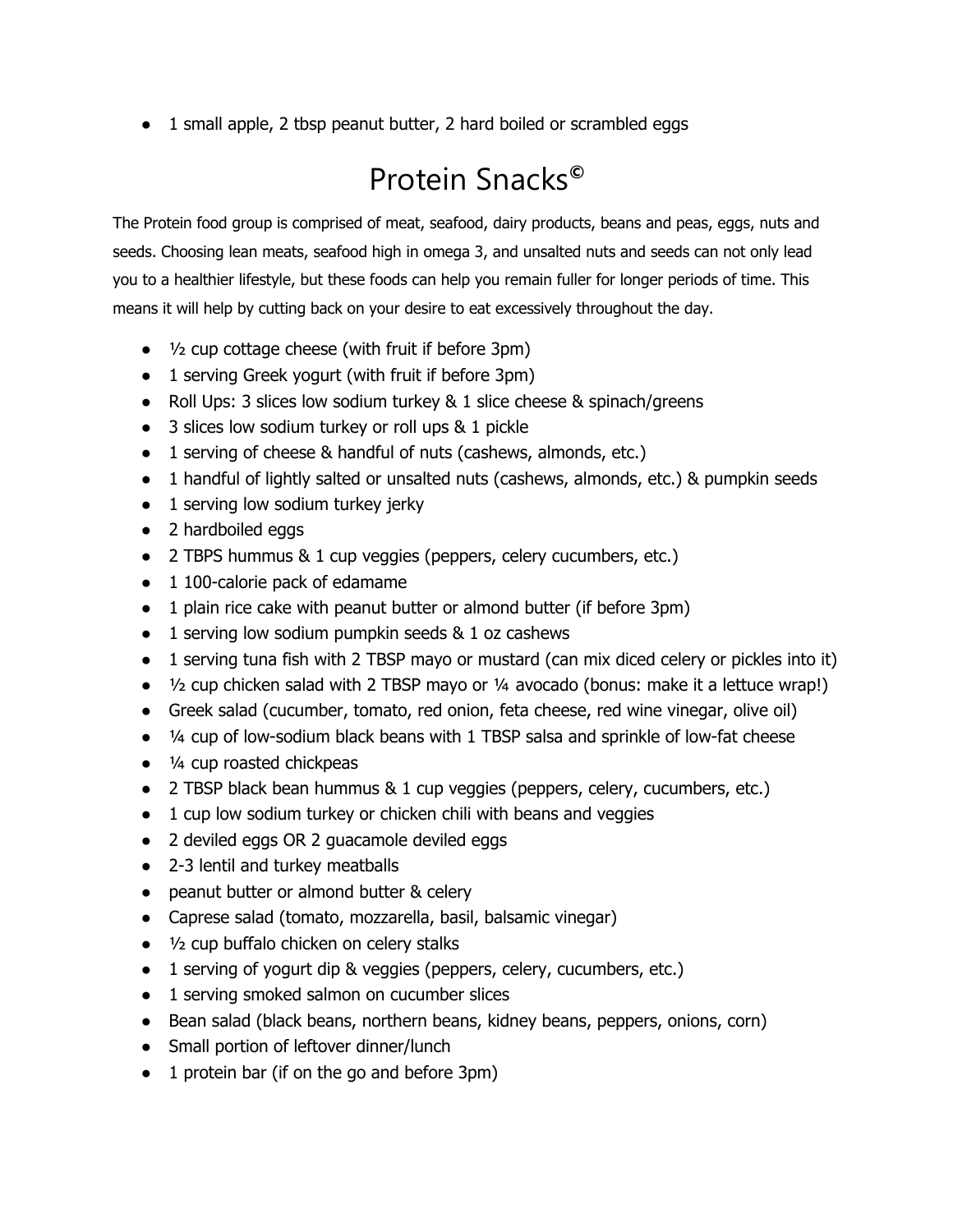- 1 small apple, 2 tbsp peanut butter, 2 hard boiled or scrambled eggs

# Protein Snacks©

The Protein food group is comprised of meat, seafood, dairy products, beans and peas, eggs, nuts and seeds. Choosing lean meats, seafood high in omega 3, and unsalted nuts and seeds can not only lead you to a healthier lifestyle, but these foods can help you remain fuller for longer periods of time. This means it will help by cutting back on your desire to eat excessively throughout the day.

- ½ cup cottage cheese (with fruit if before 3pm)
- 1 serving Greek yogurt (with fruit if before 3pm)
- Roll Ups: 3 slices low sodium turkey & 1 slice cheese & spinach/greens
- 3 slices low sodium turkey or roll ups & 1 pickle
- 1 serving of cheese & handful of nuts (cashews, almonds, etc.)
- 1 handful of lightly salted or unsalted nuts (cashews, almonds, etc.) & pumpkin seeds
- 1 serving low sodium turkey jerky
- 2 hardboiled eggs
- 2 TBPS hummus & 1 cup veggies (peppers, celery cucumbers, etc.)
- 1 100-calorie pack of edamame
- 1 plain rice cake with peanut butter or almond butter (if before 3pm)
- 1 serving low sodium pumpkin seeds & 1 oz cashews
- 1 serving tuna fish with 2 TBSP mayo or mustard (can mix diced celery or pickles into it)
- ½ cup chicken salad with 2 TBSP mayo or ¼ avocado (bonus: make it a lettuce wrap!)
- Greek salad (cucumber, tomato, red onion, feta cheese, red wine vinegar, olive oil)
- ¼ cup of low-sodium black beans with 1 TBSP salsa and sprinkle of low-fat cheese
- ¼ cup roasted chickpeas
- 2 TBSP black bean hummus & 1 cup veggies (peppers, celery, cucumbers, etc.)
- 1 cup low sodium turkey or chicken chili with beans and veggies
- 2 deviled eggs OR 2 guacamole deviled eggs
- 2-3 lentil and turkey meatballs
- peanut butter or almond butter & celery
- Caprese salad (tomato, mozzarella, basil, balsamic vinegar)
- ½ cup buffalo chicken on celery stalks
- 1 serving of yogurt dip & veggies (peppers, celery, cucumbers, etc.)
- 1 serving smoked salmon on cucumber slices
- Bean salad (black beans, northern beans, kidney beans, peppers, onions, corn)
- Small portion of leftover dinner/lunch
- 1 protein bar (if on the go and before 3pm)